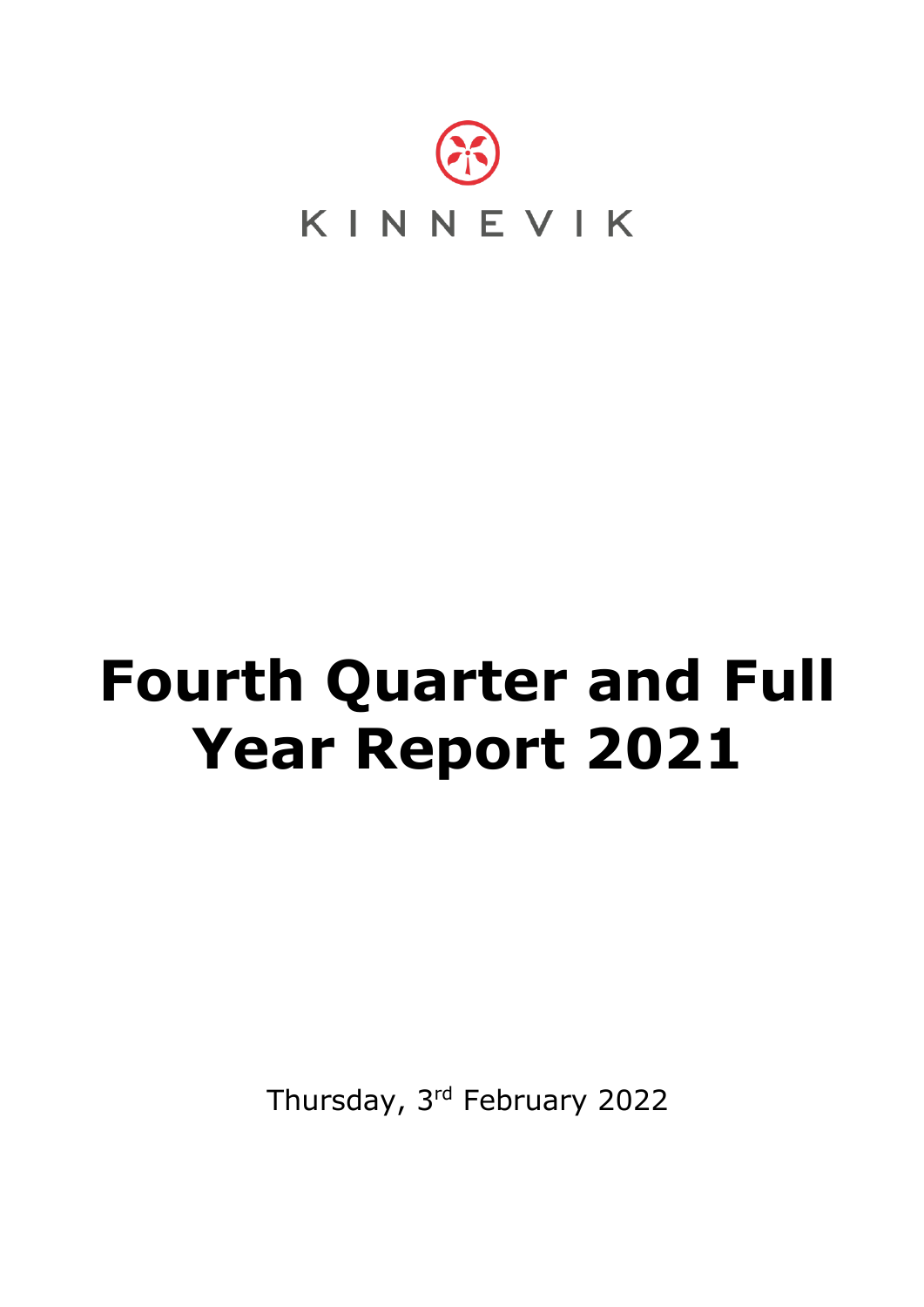KINNEVIK

# Fourth Quarter and Full Year Report 2021

Thursday, 3rd February 2022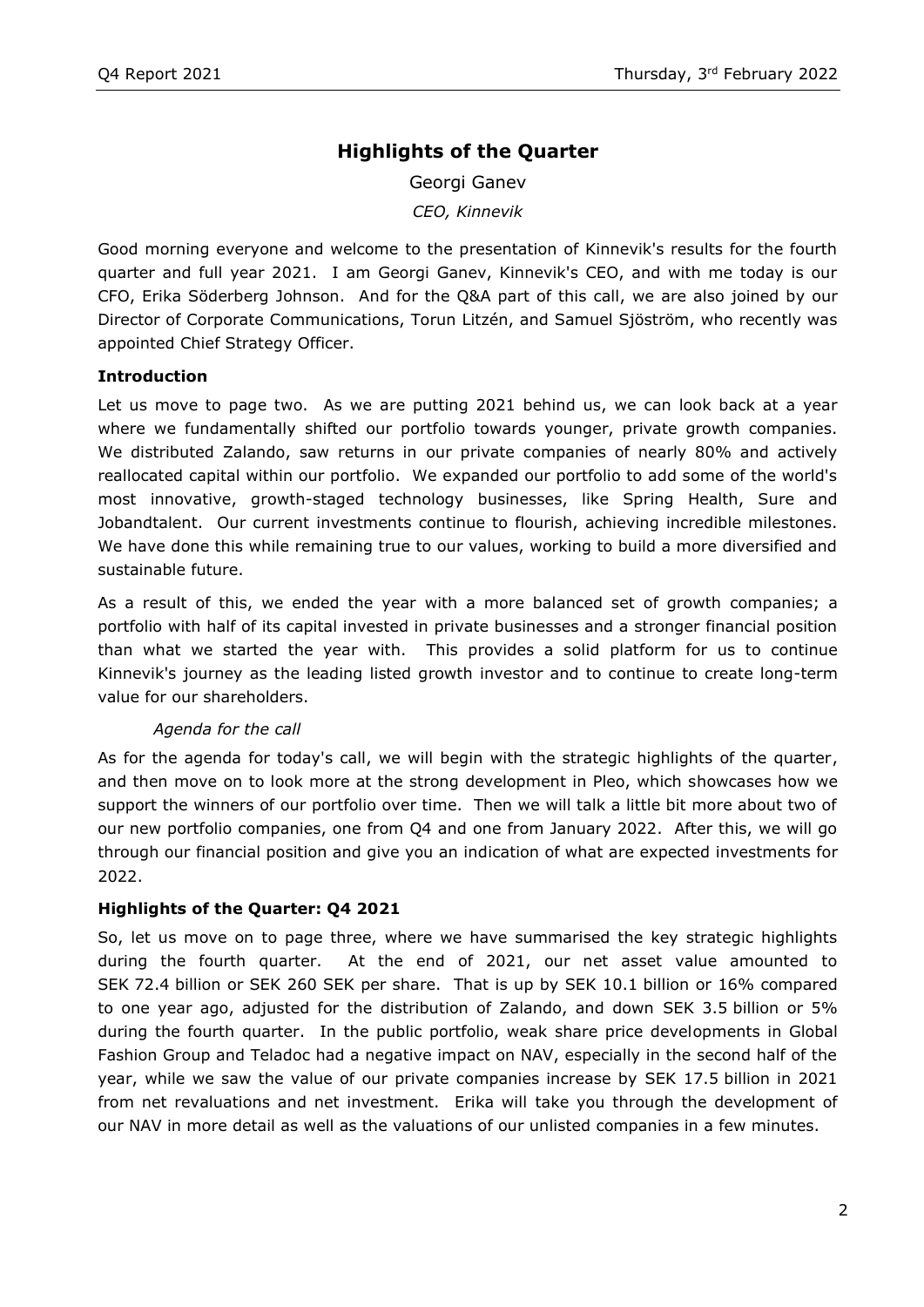## Highlights of the Quarter

Georgi Ganev

*CEO, Kinnevik*

Good morning everyone and welcome to the presentation of Kinnevik's results for the fourth quarter and full year 2021. I am Georgi Ganev, Kinnevik's CEO, and with me today is our CFO, Erika Söderberg Johnson. And for the Q&A part of this call, we are also joined by our Director of Corporate Communications, Torun Litzén, and Samuel Sjöström, who recently was appointed Chief Strategy Officer.

**Introduction**

Let us move to page two. As we are putting 2021 behind us, we can look back at a year where we fundamentally shifted our portfolio towards younger, private growth companies. We distributed Zalando, saw returns in our private companies of nearly 80% and actively reallocated capital within our portfolio. We expanded our portfolio to add some of the world's most innovative, growth-staged technology businesses, like Spring Health, Sure and Jobandtalent. Our current investments continue to flourish, achieving incredible milestones. We have done this while remaining true to our values, working to build a more diversified and sustainable future.

As a result of this, we ended the year with a more balanced set of growth companies; a portfolio with half of its capital invested in private businesses and a stronger financial position than what we started the year with. This provides a solid platform for us to continue Kinnevik's journey as the leading listed growth investor and to continue to create long-term value for our shareholders.

*Agenda for the call*

As for the agenda for today's call, we will begin with the strategic highlights of the quarter, and then move on to look more at the strong development in Pleo, which showcases how we support the winners of our portfolio over time. Then we will talk a little bit more about two of our new portfolio companies, one from Q4 and one from January 2022. After this, we will go through our financial position and give you an indication of what are expected investments for 2022.

**Highlights of the Quarter: Q4 2021**

So, let us move on to page three, where we have summarised the key strategic highlights during the fourth quarter. At the end of 2021, our net asset value amounted to SEK 72.4 billion or SEK 260 SEK per share. That is up by SEK 10.1 billion or 16% compared to one year ago, adjusted for the distribution of Zalando, and down SEK 3.5 billion or 5% during the fourth quarter. In the public portfolio, weak share price developments in Global Fashion Group and Teladoc had a negative impact on NAV, especially in the second half of the year, while we saw the value of our private companies increase by SEK 17.5 billion in 2021 from net revaluations and net investment. Erika will take you through the development of our NAV in more detail as well as the valuations of our unlisted companies in a few minutes.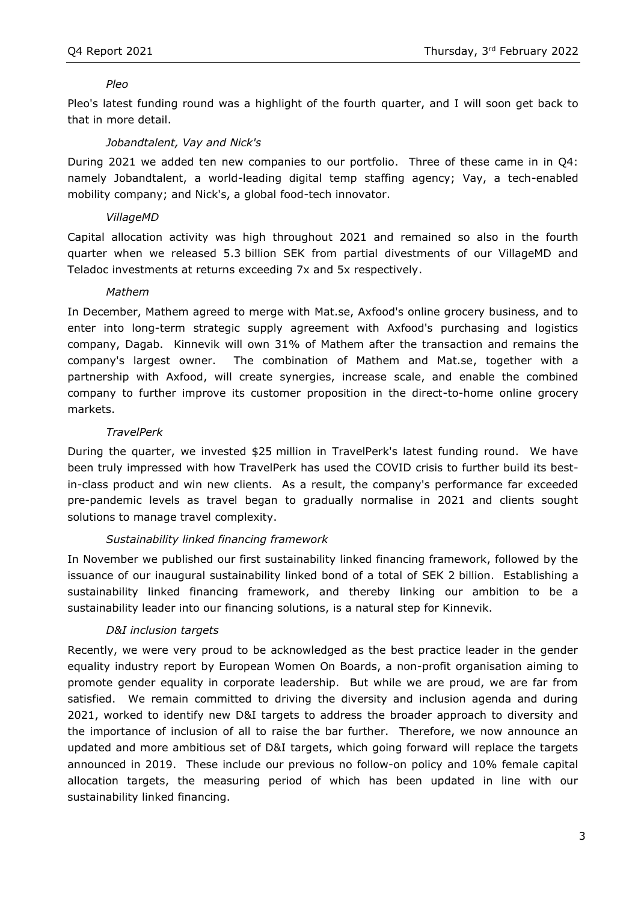*Pleo*

Pleo's latest funding round was a highlight of the fourth quarter, and I will soon get back to that in more detail.

*Jobandtalent, Vay and Nick's*

During 2021 we added ten new companies to our portfolio. Three of these came in in Q4: namely Jobandtalent, a world-leading digital temp staffing agency; Vay, a tech-enabled mobility company; and Nick's, a global food-tech innovator.

*VillageMD*

Capital allocation activity was high throughout 2021 and remained so also in the fourth quarter when we released 5.3 billion SEK from partial divestments of our VillageMD and Teladoc investments at returns exceeding 7x and 5x respectively.

*Mathem*

In December, Mathem agreed to merge with Mat.se, Axfood's online grocery business, and to enter into long-term strategic supply agreement with Axfood's purchasing and logistics company, Dagab. Kinnevik will own 31% of Mathem after the transaction and remains the company's largest owner. The combination of Mathem and Mat.se, together with a partnership with Axfood, will create synergies, increase scale, and enable the combined company to further improve its customer proposition in the direct-to-home online grocery markets.

*TravelPerk*

During the quarter, we invested $25 million in TravelPerk's latest funding round. We have been truly impressed with how TravelPerk has used the COVID crisis to further build its best-in-class product and win new clients. As a result, the company's performance far exceeded pre-pandemic levels as travel began to gradually normalise in 2021 and clients sought solutions to manage travel complexity.

*Sustainability linked financing framework*

In November we published our first sustainability linked financing framework, followed by the issuance of our inaugural sustainability linked bond of a total of SEK 2 billion. Establishing a sustainability linked financing framework, and thereby linking our ambition to be a sustainability leader into our financing solutions, is a natural step for Kinnevik.

*D&I inclusion targets*

Recently, we were very proud to be acknowledged as the best practice leader in the gender equality industry report by European Women On Boards, a non-profit organisation aiming to promote gender equality in corporate leadership. But while we are proud, we are far from satisfied. We remain committed to driving the diversity and inclusion agenda and during 2021, worked to identify new D&I targets to address the broader approach to diversity and the importance of inclusion of all to raise the bar further. Therefore, we now announce an updated and more ambitious set of D&I targets, which going forward will replace the targets announced in 2019. These include our previous no follow-on policy and 10% female capital allocation targets, the measuring period of which has been updated in line with our sustainability linked financing.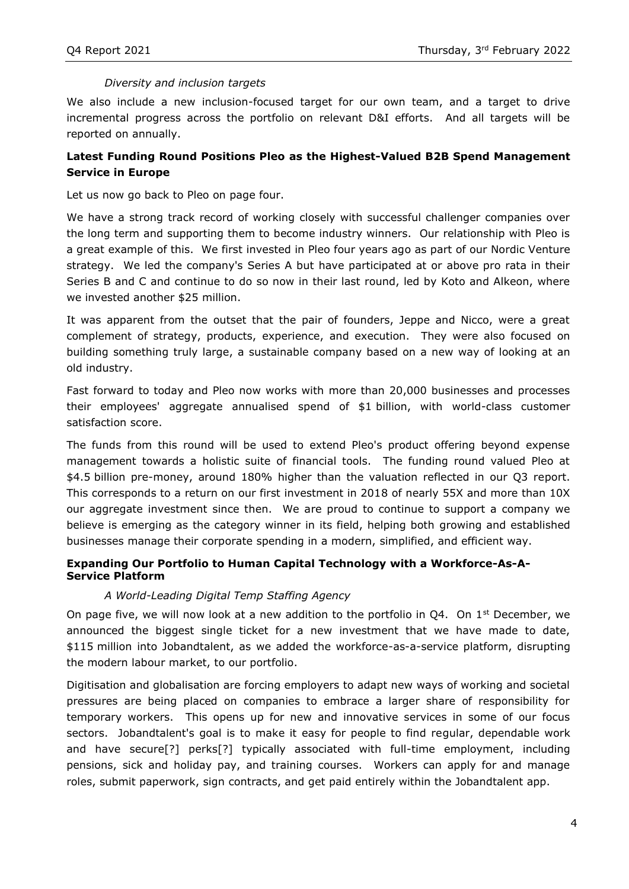*Diversity and inclusion targets*

We also include a new inclusion-focused target for our own team, and a target to drive incremental progress across the portfolio on relevant D&I efforts. And all targets will be reported on annually.

**Latest Funding Round Positions Pleo as the Highest-Valued B2B Spend Management Service in Europe**

Let us now go back to Pleo on page four.

We have a strong track record of working closely with successful challenger companies over the long term and supporting them to become industry winners. Our relationship with Pleo is a great example of this. We first invested in Pleo four years ago as part of our Nordic Venture strategy. We led the company's Series A but have participated at or above pro rata in their Series B and C and continue to do so now in their last round, led by Koto and Alkeon, where we invested another $25 million.

It was apparent from the outset that the pair of founders, Jeppe and Nicco, were a great complement of strategy, products, experience, and execution. They were also focused on building something truly large, a sustainable company based on a new way of looking at an old industry.

Fast forward to today and Pleo now works with more than 20,000 businesses and processes their employees' aggregate annualised spend of $1 billion, with world-class customer satisfaction score.

The funds from this round will be used to extend Pleo's product offering beyond expense management towards a holistic suite of financial tools. The funding round valued Pleo at $4.5 billion pre-money, around 180% higher than the valuation reflected in our Q3 report. This corresponds to a return on our first investment in 2018 of nearly 55X and more than 10X our aggregate investment since then. We are proud to continue to support a company we believe is emerging as the category winner in its field, helping both growing and established businesses manage their corporate spending in a modern, simplified, and efficient way.

**Expanding Our Portfolio to Human Capital Technology with a Workforce-As-A-Service Platform**

*A World-Leading Digital Temp Staffing Agency*

On page five, we will now look at a new addition to the portfolio in Q4. On 1st December, we announced the biggest single ticket for a new investment that we have made to date, $115 million into Jobandtalent, as we added the workforce-as-a-service platform, disrupting the modern labour market, to our portfolio.

Digitisation and globalisation are forcing employers to adapt new ways of working and societal pressures are being placed on companies to embrace a larger share of responsibility for temporary workers. This opens up for new and innovative services in some of our focus sectors. Jobandtalent's goal is to make it easy for people to find regular, dependable work and have secure[?] perks[?] typically associated with full-time employment, including pensions, sick and holiday pay, and training courses. Workers can apply for and manage roles, submit paperwork, sign contracts, and get paid entirely within the Jobandtalent app.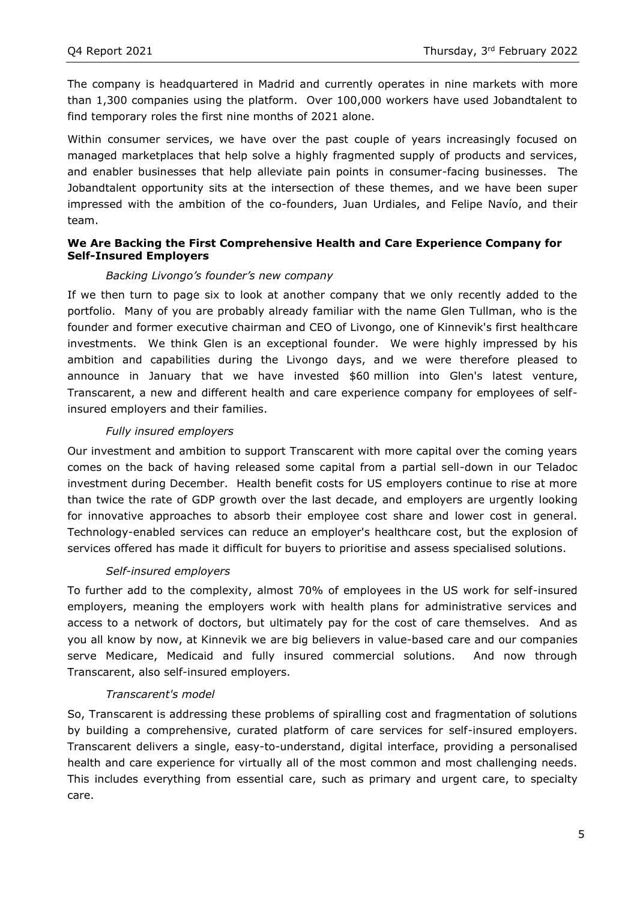The company is headquartered in Madrid and currently operates in nine markets with more than 1,300 companies using the platform. Over 100,000 workers have used Jobandtalent to find temporary roles the first nine months of 2021 alone.

Within consumer services, we have over the past couple of years increasingly focused on managed marketplaces that help solve a highly fragmented supply of products and services, and enabler businesses that help alleviate pain points in consumer-facing businesses. The Jobandtalent opportunity sits at the intersection of these themes, and we have been super impressed with the ambition of the co-founders, Juan Urdiales, and Felipe Navío, and their team.

### We Are Backing the First Comprehensive Health and Care Experience Company for Self-Insured Employers

*Backing Livongo's founder's new company*

If we then turn to page six to look at another company that we only recently added to the portfolio. Many of you are probably already familiar with the name Glen Tullman, who is the founder and former executive chairman and CEO of Livongo, one of Kinnevik's first healthcare investments. We think Glen is an exceptional founder. We were highly impressed by his ambition and capabilities during the Livongo days, and we were therefore pleased to announce in January that we have invested $60 million into Glen's latest venture, Transcarent, a new and different health and care experience company for employees of self-insured employers and their families.

*Fully insured employers*

Our investment and ambition to support Transcarent with more capital over the coming years comes on the back of having released some capital from a partial sell-down in our Teladoc investment during December. Health benefit costs for US employers continue to rise at more than twice the rate of GDP growth over the last decade, and employers are urgently looking for innovative approaches to absorb their employee cost share and lower cost in general. Technology-enabled services can reduce an employer's healthcare cost, but the explosion of services offered has made it difficult for buyers to prioritise and assess specialised solutions.

*Self-insured employers*

To further add to the complexity, almost 70% of employees in the US work for self-insured employers, meaning the employers work with health plans for administrative services and access to a network of doctors, but ultimately pay for the cost of care themselves. And as you all know by now, at Kinnevik we are big believers in value-based care and our companies serve Medicare, Medicaid and fully insured commercial solutions. And now through Transcarent, also self-insured employers.

*Transcarent's model*

So, Transcarent is addressing these problems of spiralling cost and fragmentation of solutions by building a comprehensive, curated platform of care services for self-insured employers. Transcarent delivers a single, easy-to-understand, digital interface, providing a personalised health and care experience for virtually all of the most common and most challenging needs. This includes everything from essential care, such as primary and urgent care, to specialty care.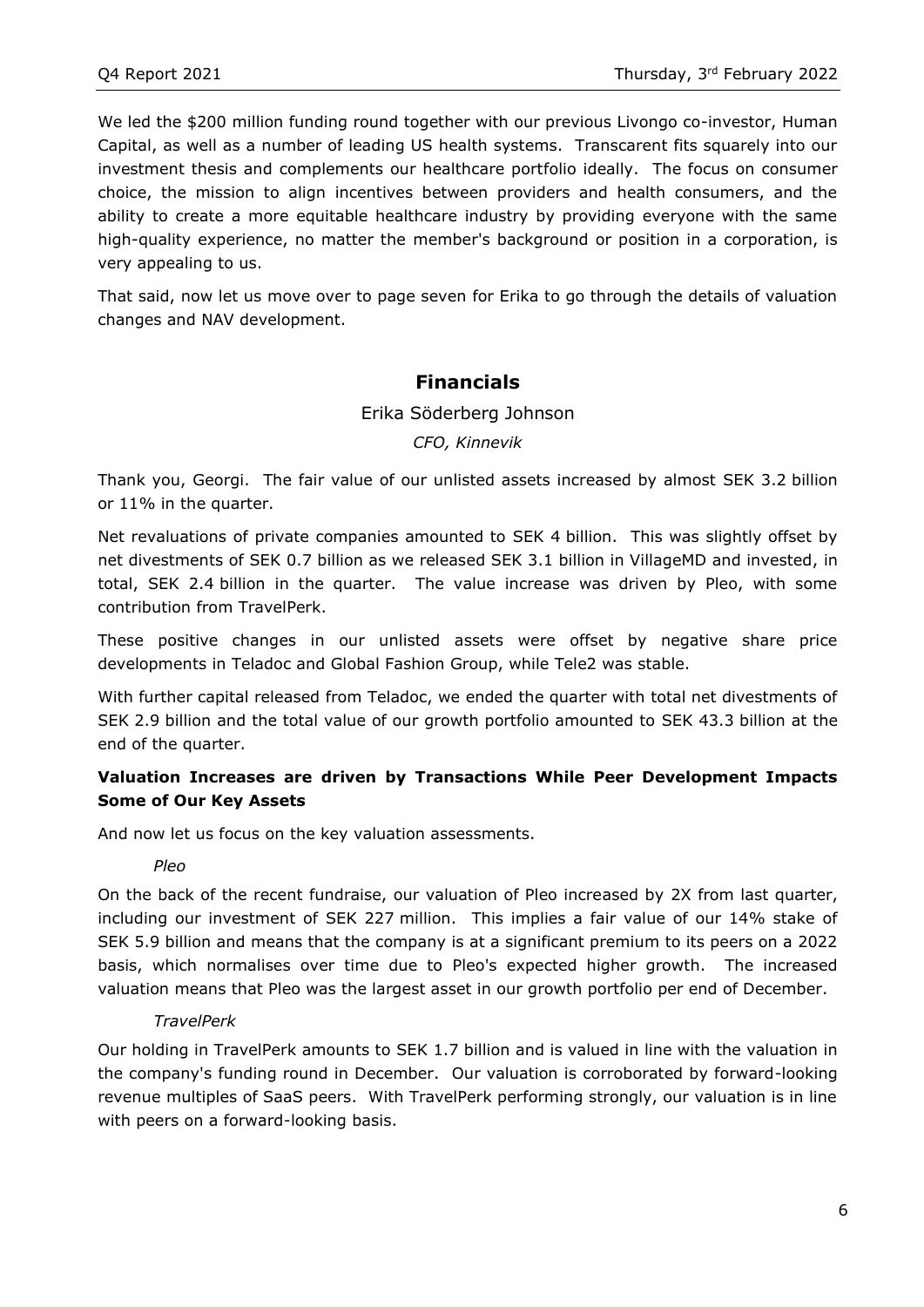We led the $200 million funding round together with our previous Livongo co-investor, Human Capital, as well as a number of leading US health systems. Transcarent fits squarely into our investment thesis and complements our healthcare portfolio ideally. The focus on consumer choice, the mission to align incentives between providers and health consumers, and the ability to create a more equitable healthcare industry by providing everyone with the same high-quality experience, no matter the member's background or position in a corporation, is very appealing to us.

That said, now let us move over to page seven for Erika to go through the details of valuation changes and NAV development.

## Financials

Erika Söderberg Johnson

*CFO, Kinnevik*

Thank you, Georgi. The fair value of our unlisted assets increased by almost SEK 3.2 billion or 11% in the quarter.

Net revaluations of private companies amounted to SEK 4 billion. This was slightly offset by net divestments of SEK 0.7 billion as we released SEK 3.1 billion in VillageMD and invested, in total, SEK 2.4 billion in the quarter. The value increase was driven by Pleo, with some contribution from TravelPerk.

These positive changes in our unlisted assets were offset by negative share price developments in Teladoc and Global Fashion Group, while Tele2 was stable.

With further capital released from Teladoc, we ended the quarter with total net divestments of SEK 2.9 billion and the total value of our growth portfolio amounted to SEK 43.3 billion at the end of the quarter.

### Valuation Increases are driven by Transactions While Peer Development Impacts Some of Our Key Assets

And now let us focus on the key valuation assessments.

*Pleo*

On the back of the recent fundraise, our valuation of Pleo increased by 2X from last quarter, including our investment of SEK 227 million. This implies a fair value of our 14% stake of SEK 5.9 billion and means that the company is at a significant premium to its peers on a 2022 basis, which normalises over time due to Pleo's expected higher growth. The increased valuation means that Pleo was the largest asset in our growth portfolio per end of December.

*TravelPerk*

Our holding in TravelPerk amounts to SEK 1.7 billion and is valued in line with the valuation in the company's funding round in December. Our valuation is corroborated by forward-looking revenue multiples of SaaS peers. With TravelPerk performing strongly, our valuation is in line with peers on a forward-looking basis.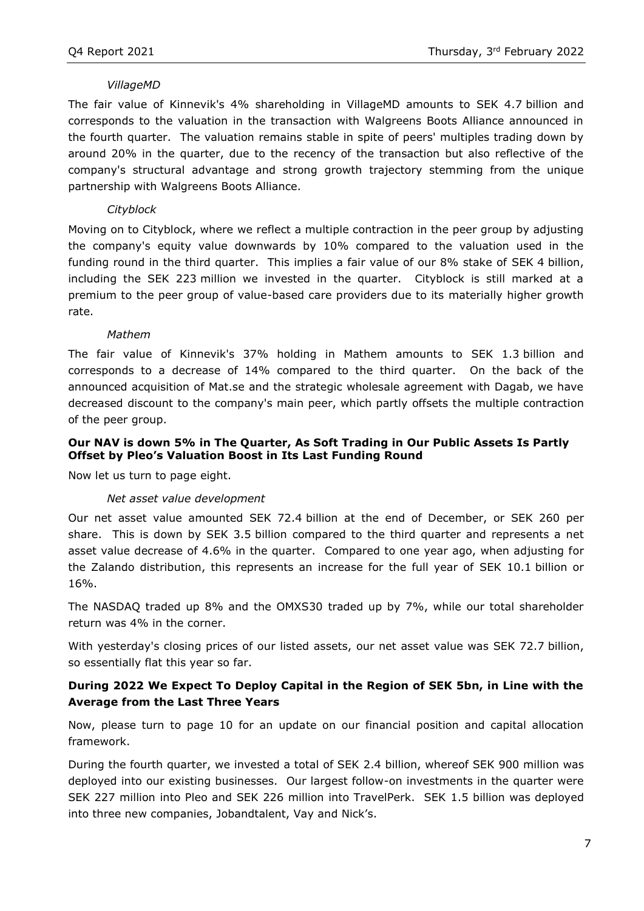*VillageMD*

The fair value of Kinnevik's 4% shareholding in VillageMD amounts to SEK 4.7 billion and corresponds to the valuation in the transaction with Walgreens Boots Alliance announced in the fourth quarter. The valuation remains stable in spite of peers' multiples trading down by around 20% in the quarter, due to the recency of the transaction but also reflective of the company's structural advantage and strong growth trajectory stemming from the unique partnership with Walgreens Boots Alliance.

*Cityblock*

Moving on to Cityblock, where we reflect a multiple contraction in the peer group by adjusting the company's equity value downwards by 10% compared to the valuation used in the funding round in the third quarter. This implies a fair value of our 8% stake of SEK 4 billion, including the SEK 223 million we invested in the quarter. Cityblock is still marked at a premium to the peer group of value-based care providers due to its materially higher growth rate.

*Mathem*

The fair value of Kinnevik's 37% holding in Mathem amounts to SEK 1.3 billion and corresponds to a decrease of 14% compared to the third quarter. On the back of the announced acquisition of Mat.se and the strategic wholesale agreement with Dagab, we have decreased discount to the company's main peer, which partly offsets the multiple contraction of the peer group.

**Our NAV is down 5% in The Quarter, As Soft Trading in Our Public Assets Is Partly Offset by Pleo's Valuation Boost in Its Last Funding Round**

Now let us turn to page eight.

*Net asset value development*

Our net asset value amounted SEK 72.4 billion at the end of December, or SEK 260 per share. This is down by SEK 3.5 billion compared to the third quarter and represents a net asset value decrease of 4.6% in the quarter. Compared to one year ago, when adjusting for the Zalando distribution, this represents an increase for the full year of SEK 10.1 billion or 16%.

The NASDAQ traded up 8% and the OMXS30 traded up by 7%, while our total shareholder return was 4% in the corner.

With yesterday's closing prices of our listed assets, our net asset value was SEK 72.7 billion, so essentially flat this year so far.

**During 2022 We Expect To Deploy Capital in the Region of SEK 5bn, in Line with the Average from the Last Three Years**

Now, please turn to page 10 for an update on our financial position and capital allocation framework.

During the fourth quarter, we invested a total of SEK 2.4 billion, whereof SEK 900 million was deployed into our existing businesses. Our largest follow-on investments in the quarter were SEK 227 million into Pleo and SEK 226 million into TravelPerk. SEK 1.5 billion was deployed into three new companies, Jobandtalent, Vay and Nick's.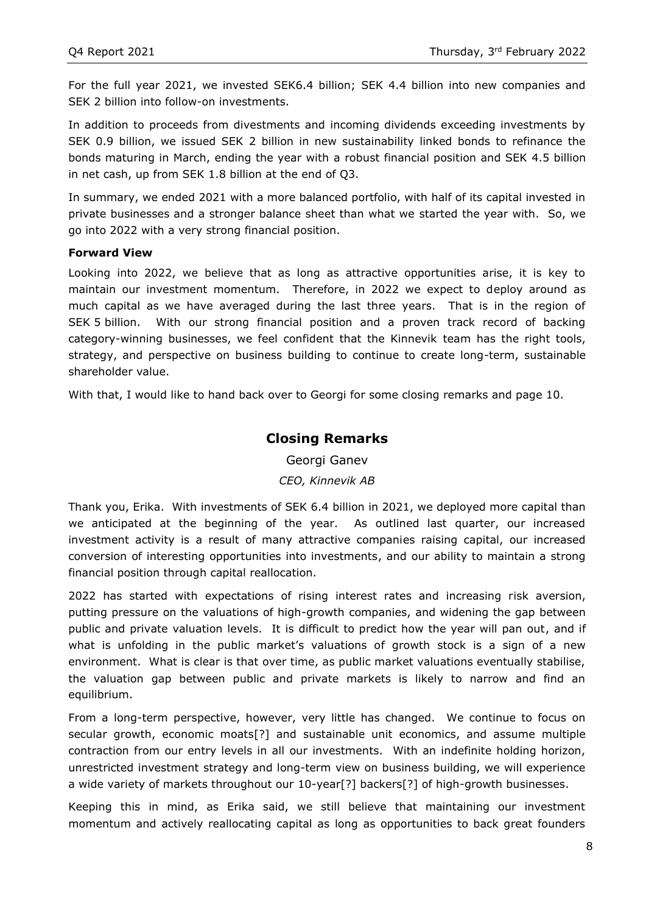For the full year 2021, we invested SEK6.4 billion; SEK 4.4 billion into new companies and SEK 2 billion into follow-on investments.

In addition to proceeds from divestments and incoming dividends exceeding investments by SEK 0.9 billion, we issued SEK 2 billion in new sustainability linked bonds to refinance the bonds maturing in March, ending the year with a robust financial position and SEK 4.5 billion in net cash, up from SEK 1.8 billion at the end of Q3.

In summary, we ended 2021 with a more balanced portfolio, with half of its capital invested in private businesses and a stronger balance sheet than what we started the year with. So, we go into 2022 with a very strong financial position.

**Forward View**

Looking into 2022, we believe that as long as attractive opportunities arise, it is key to maintain our investment momentum. Therefore, in 2022 we expect to deploy around as much capital as we have averaged during the last three years. That is in the region of SEK 5 billion. With our strong financial position and a proven track record of backing category-winning businesses, we feel confident that the Kinnevik team has the right tools, strategy, and perspective on business building to continue to create long-term, sustainable shareholder value.

With that, I would like to hand back over to Georgi for some closing remarks and page 10.

## Closing Remarks

Georgi Ganev

*CEO, Kinnevik AB*

Thank you, Erika. With investments of SEK 6.4 billion in 2021, we deployed more capital than we anticipated at the beginning of the year. As outlined last quarter, our increased investment activity is a result of many attractive companies raising capital, our increased conversion of interesting opportunities into investments, and our ability to maintain a strong financial position through capital reallocation.

2022 has started with expectations of rising interest rates and increasing risk aversion, putting pressure on the valuations of high-growth companies, and widening the gap between public and private valuation levels. It is difficult to predict how the year will pan out, and if what is unfolding in the public market's valuations of growth stock is a sign of a new environment. What is clear is that over time, as public market valuations eventually stabilise, the valuation gap between public and private markets is likely to narrow and find an equilibrium.

From a long-term perspective, however, very little has changed. We continue to focus on secular growth, economic moats[?] and sustainable unit economics, and assume multiple contraction from our entry levels in all our investments. With an indefinite holding horizon, unrestricted investment strategy and long-term view on business building, we will experience a wide variety of markets throughout our 10-year[?] backers[?] of high-growth businesses.

Keeping this in mind, as Erika said, we still believe that maintaining our investment momentum and actively reallocating capital as long as opportunities to back great founders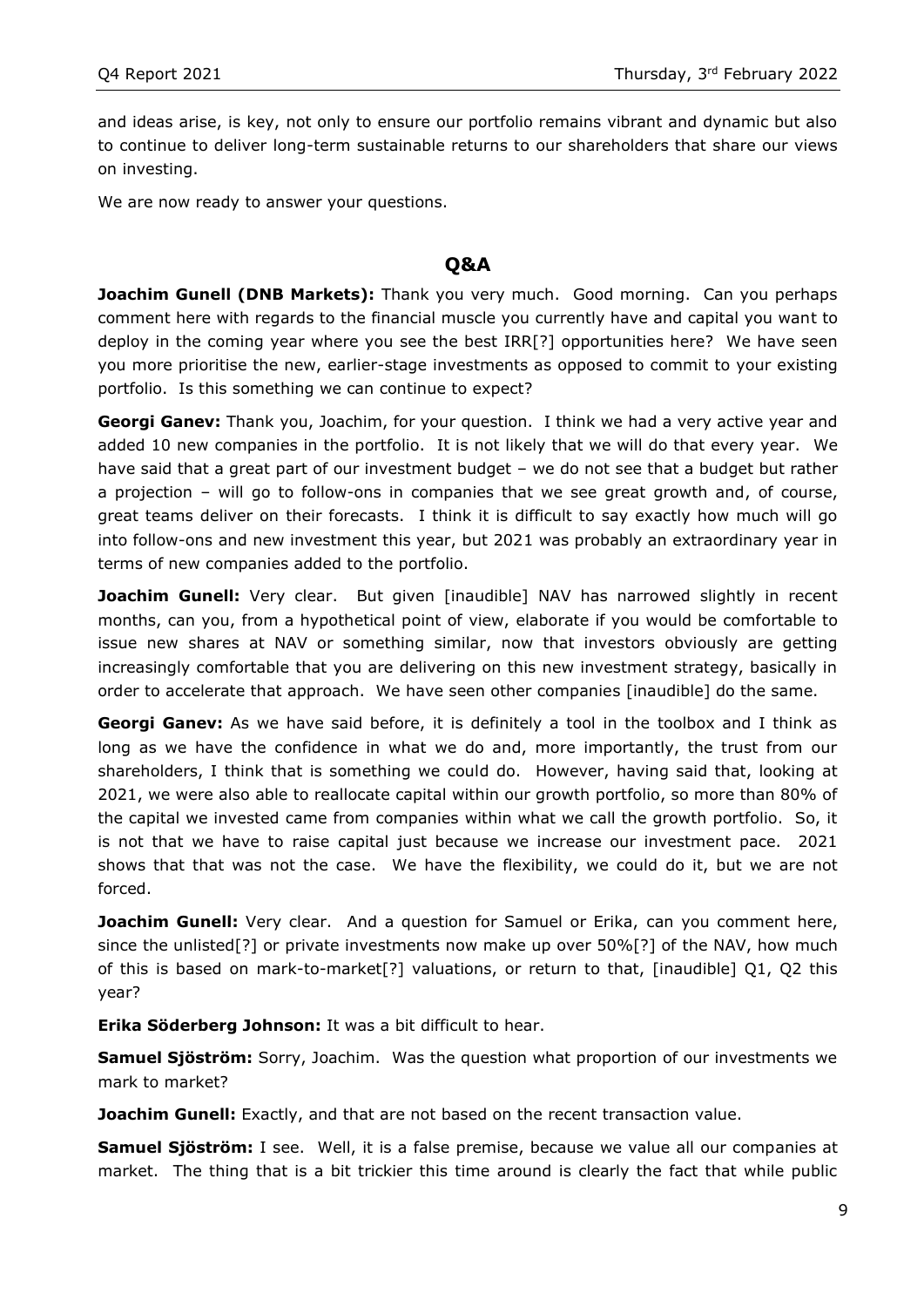and ideas arise, is key, not only to ensure our portfolio remains vibrant and dynamic but also to continue to deliver long-term sustainable returns to our shareholders that share our views on investing.

We are now ready to answer your questions.

## Q&A

**Joachim Gunell (DNB Markets):** Thank you very much. Good morning. Can you perhaps comment here with regards to the financial muscle you currently have and capital you want to deploy in the coming year where you see the best IRR[?] opportunities here? We have seen you more prioritise the new, earlier-stage investments as opposed to commit to your existing portfolio. Is this something we can continue to expect?

**Georgi Ganev:** Thank you, Joachim, for your question. I think we had a very active year and added 10 new companies in the portfolio. It is not likely that we will do that every year. We have said that a great part of our investment budget – we do not see that a budget but rather a projection – will go to follow-ons in companies that we see great growth and, of course, great teams deliver on their forecasts. I think it is difficult to say exactly how much will go into follow-ons and new investment this year, but 2021 was probably an extraordinary year in terms of new companies added to the portfolio.

**Joachim Gunell:** Very clear. But given [inaudible] NAV has narrowed slightly in recent months, can you, from a hypothetical point of view, elaborate if you would be comfortable to issue new shares at NAV or something similar, now that investors obviously are getting increasingly comfortable that you are delivering on this new investment strategy, basically in order to accelerate that approach. We have seen other companies [inaudible] do the same.

**Georgi Ganev:** As we have said before, it is definitely a tool in the toolbox and I think as long as we have the confidence in what we do and, more importantly, the trust from our shareholders, I think that is something we could do. However, having said that, looking at 2021, we were also able to reallocate capital within our growth portfolio, so more than 80% of the capital we invested came from companies within what we call the growth portfolio. So, it is not that we have to raise capital just because we increase our investment pace. 2021 shows that that was not the case. We have the flexibility, we could do it, but we are not forced.

**Joachim Gunell:** Very clear. And a question for Samuel or Erika, can you comment here, since the unlisted[?] or private investments now make up over 50%[?] of the NAV, how much of this is based on mark-to-market[?] valuations, or return to that, [inaudible] Q1, Q2 this year?

**Erika Söderberg Johnson:** It was a bit difficult to hear.

**Samuel Sjöström:** Sorry, Joachim. Was the question what proportion of our investments we mark to market?

**Joachim Gunell:** Exactly, and that are not based on the recent transaction value.

**Samuel Sjöström:** I see. Well, it is a false premise, because we value all our companies at market. The thing that is a bit trickier this time around is clearly the fact that while public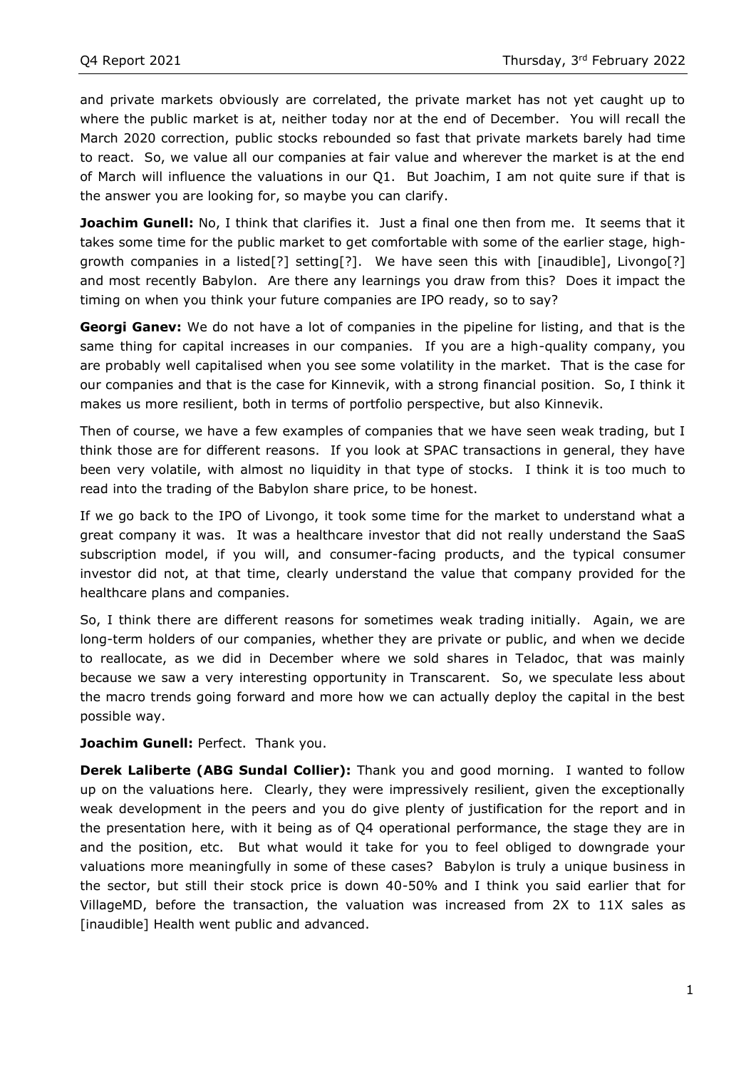and private markets obviously are correlated, the private market has not yet caught up to where the public market is at, neither today nor at the end of December. You will recall the March 2020 correction, public stocks rebounded so fast that private markets barely had time to react. So, we value all our companies at fair value and wherever the market is at the end of March will influence the valuations in our Q1. But Joachim, I am not quite sure if that is the answer you are looking for, so maybe you can clarify.

**Joachim Gunell:** No, I think that clarifies it. Just a final one then from me. It seems that it takes some time for the public market to get comfortable with some of the earlier stage, high-growth companies in a listed[?] setting[?]. We have seen this with [inaudible], Livongo[?] and most recently Babylon. Are there any learnings you draw from this? Does it impact the timing on when you think your future companies are IPO ready, so to say?

**Georgi Ganev:** We do not have a lot of companies in the pipeline for listing, and that is the same thing for capital increases in our companies. If you are a high-quality company, you are probably well capitalised when you see some volatility in the market. That is the case for our companies and that is the case for Kinnevik, with a strong financial position. So, I think it makes us more resilient, both in terms of portfolio perspective, but also Kinnevik.

Then of course, we have a few examples of companies that we have seen weak trading, but I think those are for different reasons. If you look at SPAC transactions in general, they have been very volatile, with almost no liquidity in that type of stocks. I think it is too much to read into the trading of the Babylon share price, to be honest.

If we go back to the IPO of Livongo, it took some time for the market to understand what a great company it was. It was a healthcare investor that did not really understand the SaaS subscription model, if you will, and consumer-facing products, and the typical consumer investor did not, at that time, clearly understand the value that company provided for the healthcare plans and companies.

So, I think there are different reasons for sometimes weak trading initially. Again, we are long-term holders of our companies, whether they are private or public, and when we decide to reallocate, as we did in December where we sold shares in Teladoc, that was mainly because we saw a very interesting opportunity in Transcarent. So, we speculate less about the macro trends going forward and more how we can actually deploy the capital in the best possible way.

**Joachim Gunell:** Perfect. Thank you.

**Derek Laliberte (ABG Sundal Collier):** Thank you and good morning. I wanted to follow up on the valuations here. Clearly, they were impressively resilient, given the exceptionally weak development in the peers and you do give plenty of justification for the report and in the presentation here, with it being as of Q4 operational performance, the stage they are in and the position, etc. But what would it take for you to feel obliged to downgrade your valuations more meaningfully in some of these cases? Babylon is truly a unique business in the sector, but still their stock price is down 40-50% and I think you said earlier that for VillageMD, before the transaction, the valuation was increased from 2X to 11X sales as [inaudible] Health went public and advanced.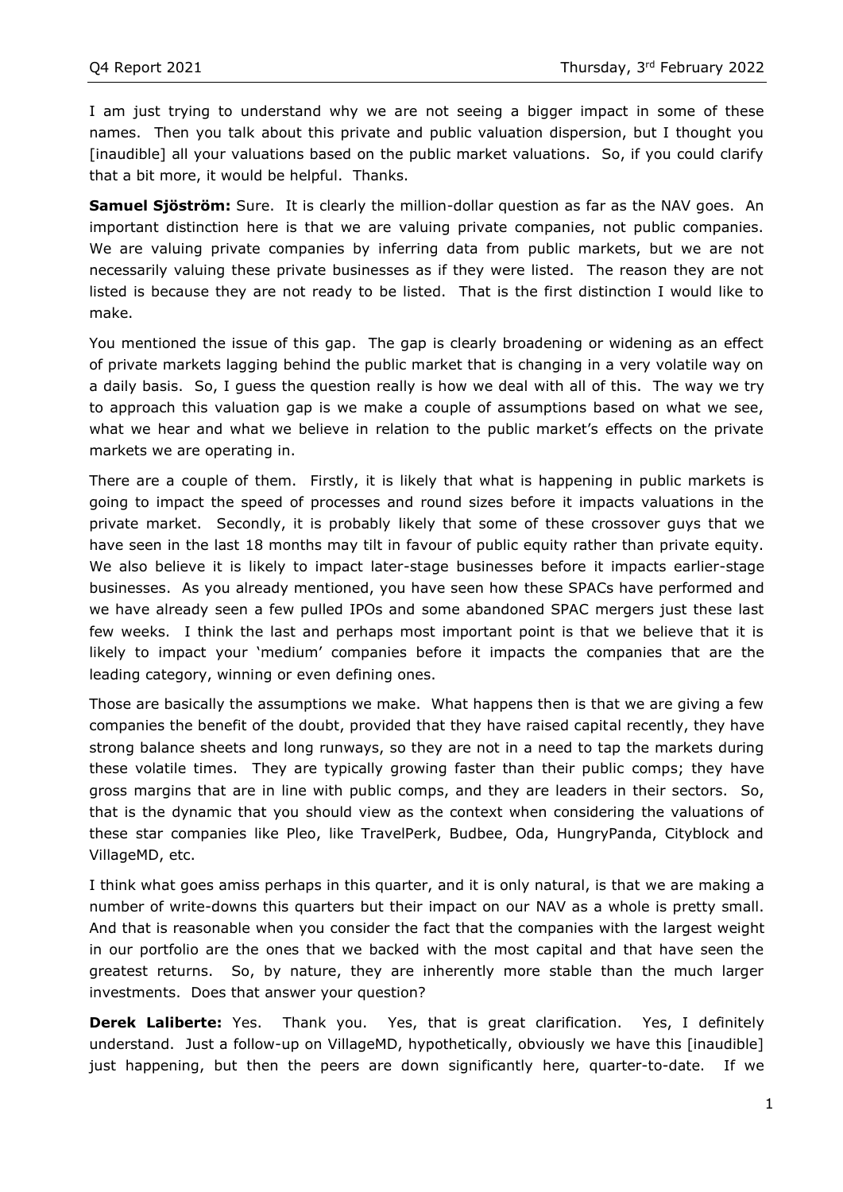I am just trying to understand why we are not seeing a bigger impact in some of these names. Then you talk about this private and public valuation dispersion, but I thought you [inaudible] all your valuations based on the public market valuations. So, if you could clarify that a bit more, it would be helpful. Thanks.

**Samuel Sjöström:** Sure. It is clearly the million-dollar question as far as the NAV goes. An important distinction here is that we are valuing private companies, not public companies. We are valuing private companies by inferring data from public markets, but we are not necessarily valuing these private businesses as if they were listed. The reason they are not listed is because they are not ready to be listed. That is the first distinction I would like to make.

You mentioned the issue of this gap. The gap is clearly broadening or widening as an effect of private markets lagging behind the public market that is changing in a very volatile way on a daily basis. So, I guess the question really is how we deal with all of this. The way we try to approach this valuation gap is we make a couple of assumptions based on what we see, what we hear and what we believe in relation to the public market's effects on the private markets we are operating in.

There are a couple of them. Firstly, it is likely that what is happening in public markets is going to impact the speed of processes and round sizes before it impacts valuations in the private market. Secondly, it is probably likely that some of these crossover guys that we have seen in the last 18 months may tilt in favour of public equity rather than private equity. We also believe it is likely to impact later-stage businesses before it impacts earlier-stage businesses. As you already mentioned, you have seen how these SPACs have performed and we have already seen a few pulled IPOs and some abandoned SPAC mergers just these last few weeks. I think the last and perhaps most important point is that we believe that it is likely to impact your 'medium' companies before it impacts the companies that are the leading category, winning or even defining ones.

Those are basically the assumptions we make. What happens then is that we are giving a few companies the benefit of the doubt, provided that they have raised capital recently, they have strong balance sheets and long runways, so they are not in a need to tap the markets during these volatile times. They are typically growing faster than their public comps; they have gross margins that are in line with public comps, and they are leaders in their sectors. So, that is the dynamic that you should view as the context when considering the valuations of these star companies like Pleo, like TravelPerk, Budbee, Oda, HungryPanda, Cityblock and VillageMD, etc.

I think what goes amiss perhaps in this quarter, and it is only natural, is that we are making a number of write-downs this quarters but their impact on our NAV as a whole is pretty small. And that is reasonable when you consider the fact that the companies with the largest weight in our portfolio are the ones that we backed with the most capital and that have seen the greatest returns. So, by nature, they are inherently more stable than the much larger investments. Does that answer your question?

**Derek Laliberte:** Yes. Thank you. Yes, that is great clarification. Yes, I definitely understand. Just a follow-up on VillageMD, hypothetically, obviously we have this [inaudible] just happening, but then the peers are down significantly here, quarter-to-date. If we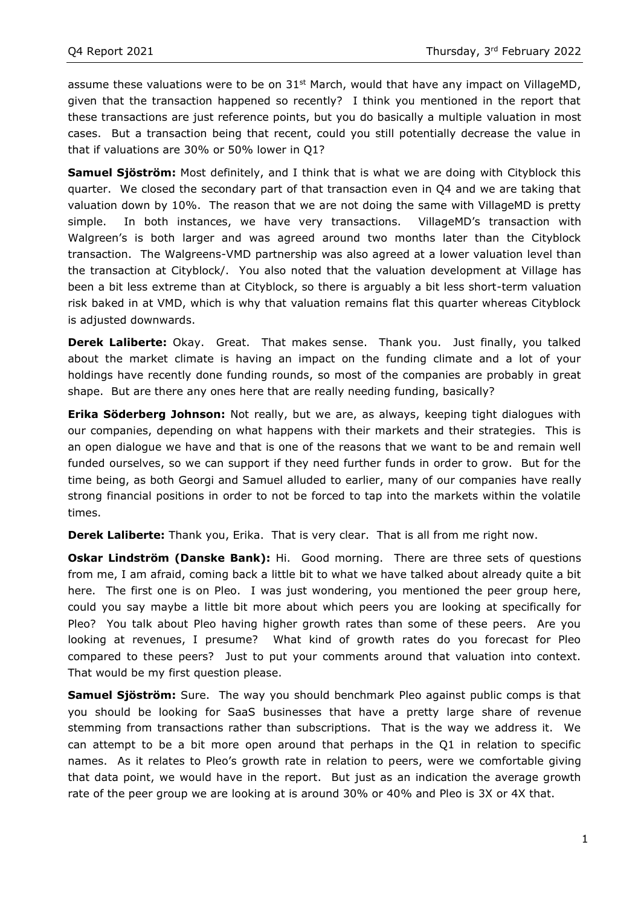assume these valuations were to be on 31st March, would that have any impact on VillageMD, given that the transaction happened so recently? I think you mentioned in the report that these transactions are just reference points, but you do basically a multiple valuation in most cases. But a transaction being that recent, could you still potentially decrease the value in that if valuations are 30% or 50% lower in Q1?

**Samuel Sjöström:** Most definitely, and I think that is what we are doing with Cityblock this quarter. We closed the secondary part of that transaction even in Q4 and we are taking that valuation down by 10%. The reason that we are not doing the same with VillageMD is pretty simple. In both instances, we have very transactions. VillageMD's transaction with Walgreen's is both larger and was agreed around two months later than the Cityblock transaction. The Walgreens-VMD partnership was also agreed at a lower valuation level than the transaction at Cityblock/. You also noted that the valuation development at Village has been a bit less extreme than at Cityblock, so there is arguably a bit less short-term valuation risk baked in at VMD, which is why that valuation remains flat this quarter whereas Cityblock is adjusted downwards.

**Derek Laliberte:** Okay. Great. That makes sense. Thank you. Just finally, you talked about the market climate is having an impact on the funding climate and a lot of your holdings have recently done funding rounds, so most of the companies are probably in great shape. But are there any ones here that are really needing funding, basically?

**Erika Söderberg Johnson:** Not really, but we are, as always, keeping tight dialogues with our companies, depending on what happens with their markets and their strategies. This is an open dialogue we have and that is one of the reasons that we want to be and remain well funded ourselves, so we can support if they need further funds in order to grow. But for the time being, as both Georgi and Samuel alluded to earlier, many of our companies have really strong financial positions in order to not be forced to tap into the markets within the volatile times.

**Derek Laliberte:** Thank you, Erika. That is very clear. That is all from me right now.

**Oskar Lindström (Danske Bank):** Hi. Good morning. There are three sets of questions from me, I am afraid, coming back a little bit to what we have talked about already quite a bit here. The first one is on Pleo. I was just wondering, you mentioned the peer group here, could you say maybe a little bit more about which peers you are looking at specifically for Pleo? You talk about Pleo having higher growth rates than some of these peers. Are you looking at revenues, I presume? What kind of growth rates do you forecast for Pleo compared to these peers? Just to put your comments around that valuation into context. That would be my first question please.

**Samuel Sjöström:** Sure. The way you should benchmark Pleo against public comps is that you should be looking for SaaS businesses that have a pretty large share of revenue stemming from transactions rather than subscriptions. That is the way we address it. We can attempt to be a bit more open around that perhaps in the Q1 in relation to specific names. As it relates to Pleo's growth rate in relation to peers, were we comfortable giving that data point, we would have in the report. But just as an indication the average growth rate of the peer group we are looking at is around 30% or 40% and Pleo is 3X or 4X that.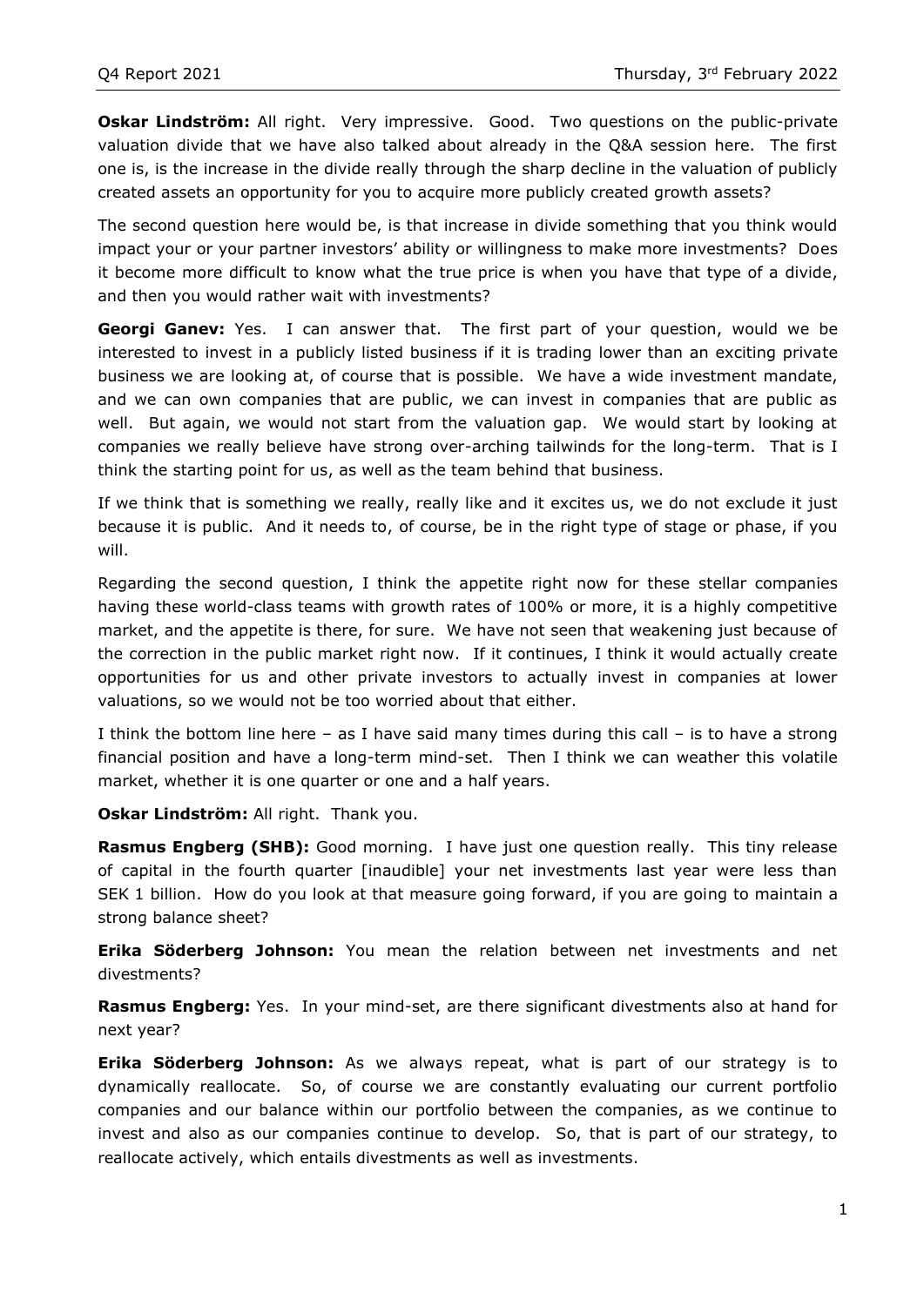**Oskar Lindström:** All right. Very impressive. Good. Two questions on the public-private valuation divide that we have also talked about already in the Q&A session here. The first one is, is the increase in the divide really through the sharp decline in the valuation of publicly created assets an opportunity for you to acquire more publicly created growth assets?

The second question here would be, is that increase in divide something that you think would impact your or your partner investors' ability or willingness to make more investments? Does it become more difficult to know what the true price is when you have that type of a divide, and then you would rather wait with investments?

**Georgi Ganev:** Yes. I can answer that. The first part of your question, would we be interested to invest in a publicly listed business if it is trading lower than an exciting private business we are looking at, of course that is possible. We have a wide investment mandate, and we can own companies that are public, we can invest in companies that are public as well. But again, we would not start from the valuation gap. We would start by looking at companies we really believe have strong over-arching tailwinds for the long-term. That is I think the starting point for us, as well as the team behind that business.

If we think that is something we really, really like and it excites us, we do not exclude it just because it is public. And it needs to, of course, be in the right type of stage or phase, if you will.

Regarding the second question, I think the appetite right now for these stellar companies having these world-class teams with growth rates of 100% or more, it is a highly competitive market, and the appetite is there, for sure. We have not seen that weakening just because of the correction in the public market right now. If it continues, I think it would actually create opportunities for us and other private investors to actually invest in companies at lower valuations, so we would not be too worried about that either.

I think the bottom line here – as I have said many times during this call – is to have a strong financial position and have a long-term mind-set. Then I think we can weather this volatile market, whether it is one quarter or one and a half years.

**Oskar Lindström:** All right. Thank you.

**Rasmus Engberg (SHB):** Good morning. I have just one question really. This tiny release of capital in the fourth quarter [inaudible] your net investments last year were less than SEK 1 billion. How do you look at that measure going forward, if you are going to maintain a strong balance sheet?

**Erika Söderberg Johnson:** You mean the relation between net investments and net divestments?

**Rasmus Engberg:** Yes. In your mind-set, are there significant divestments also at hand for next year?

**Erika Söderberg Johnson:** As we always repeat, what is part of our strategy is to dynamically reallocate. So, of course we are constantly evaluating our current portfolio companies and our balance within our portfolio between the companies, as we continue to invest and also as our companies continue to develop. So, that is part of our strategy, to reallocate actively, which entails divestments as well as investments.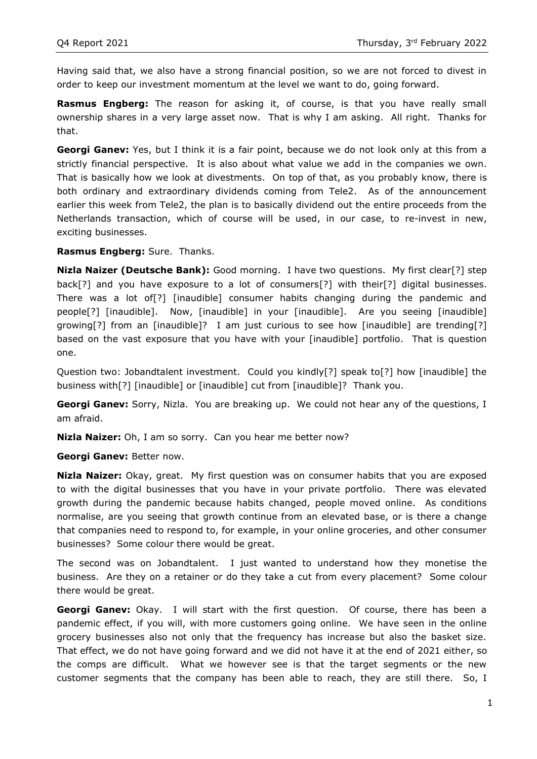Having said that, we also have a strong financial position, so we are not forced to divest in order to keep our investment momentum at the level we want to do, going forward.

**Rasmus Engberg:** The reason for asking it, of course, is that you have really small ownership shares in a very large asset now. That is why I am asking. All right. Thanks for that.

**Georgi Ganev:** Yes, but I think it is a fair point, because we do not look only at this from a strictly financial perspective. It is also about what value we add in the companies we own. That is basically how we look at divestments. On top of that, as you probably know, there is both ordinary and extraordinary dividends coming from Tele2. As of the announcement earlier this week from Tele2, the plan is to basically dividend out the entire proceeds from the Netherlands transaction, which of course will be used, in our case, to re-invest in new, exciting businesses.

**Rasmus Engberg:** Sure. Thanks.

**Nizla Naizer (Deutsche Bank):** Good morning. I have two questions. My first clear[?] step back[?] and you have exposure to a lot of consumers[?] with their[?] digital businesses. There was a lot of[?] [inaudible] consumer habits changing during the pandemic and people[?] [inaudible]. Now, [inaudible] in your [inaudible]. Are you seeing [inaudible] growing[?] from an [inaudible]? I am just curious to see how [inaudible] are trending[?] based on the vast exposure that you have with your [inaudible] portfolio. That is question one.

Question two: Jobandtalent investment. Could you kindly[?] speak to[?] how [inaudible] the business with[?] [inaudible] or [inaudible] cut from [inaudible]? Thank you.

**Georgi Ganev:** Sorry, Nizla. You are breaking up. We could not hear any of the questions, I am afraid.

**Nizla Naizer:** Oh, I am so sorry. Can you hear me better now?

**Georgi Ganev:** Better now.

**Nizla Naizer:** Okay, great. My first question was on consumer habits that you are exposed to with the digital businesses that you have in your private portfolio. There was elevated growth during the pandemic because habits changed, people moved online. As conditions normalise, are you seeing that growth continue from an elevated base, or is there a change that companies need to respond to, for example, in your online groceries, and other consumer businesses? Some colour there would be great.

The second was on Jobandtalent. I just wanted to understand how they monetise the business. Are they on a retainer or do they take a cut from every placement? Some colour there would be great.

**Georgi Ganev:** Okay. I will start with the first question. Of course, there has been a pandemic effect, if you will, with more customers going online. We have seen in the online grocery businesses also not only that the frequency has increase but also the basket size. That effect, we do not have going forward and we did not have it at the end of 2021 either, so the comps are difficult. What we however see is that the target segments or the new customer segments that the company has been able to reach, they are still there. So, I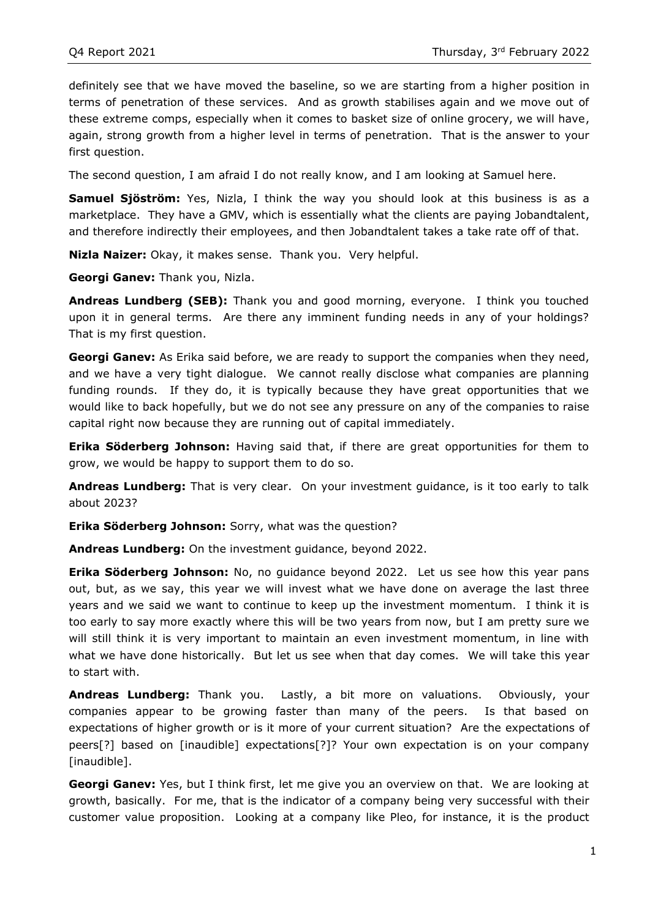definitely see that we have moved the baseline, so we are starting from a higher position in terms of penetration of these services. And as growth stabilises again and we move out of these extreme comps, especially when it comes to basket size of online grocery, we will have, again, strong growth from a higher level in terms of penetration. That is the answer to your first question.

The second question, I am afraid I do not really know, and I am looking at Samuel here.

**Samuel Sjöström:** Yes, Nizla, I think the way you should look at this business is as a marketplace. They have a GMV, which is essentially what the clients are paying Jobandtalent, and therefore indirectly their employees, and then Jobandtalent takes a take rate off of that.

**Nizla Naizer:** Okay, it makes sense. Thank you. Very helpful.

**Georgi Ganev:** Thank you, Nizla.

**Andreas Lundberg (SEB):** Thank you and good morning, everyone. I think you touched upon it in general terms. Are there any imminent funding needs in any of your holdings? That is my first question.

**Georgi Ganev:** As Erika said before, we are ready to support the companies when they need, and we have a very tight dialogue. We cannot really disclose what companies are planning funding rounds. If they do, it is typically because they have great opportunities that we would like to back hopefully, but we do not see any pressure on any of the companies to raise capital right now because they are running out of capital immediately.

**Erika Söderberg Johnson:** Having said that, if there are great opportunities for them to grow, we would be happy to support them to do so.

**Andreas Lundberg:** That is very clear. On your investment guidance, is it too early to talk about 2023?

**Erika Söderberg Johnson:** Sorry, what was the question?

**Andreas Lundberg:** On the investment guidance, beyond 2022.

**Erika Söderberg Johnson:** No, no guidance beyond 2022. Let us see how this year pans out, but, as we say, this year we will invest what we have done on average the last three years and we said we want to continue to keep up the investment momentum. I think it is too early to say more exactly where this will be two years from now, but I am pretty sure we will still think it is very important to maintain an even investment momentum, in line with what we have done historically. But let us see when that day comes. We will take this year to start with.

**Andreas Lundberg:** Thank you. Lastly, a bit more on valuations. Obviously, your companies appear to be growing faster than many of the peers. Is that based on expectations of higher growth or is it more of your current situation? Are the expectations of peers[?] based on [inaudible] expectations[?]? Your own expectation is on your company [inaudible].

**Georgi Ganev:** Yes, but I think first, let me give you an overview on that. We are looking at growth, basically. For me, that is the indicator of a company being very successful with their customer value proposition. Looking at a company like Pleo, for instance, it is the product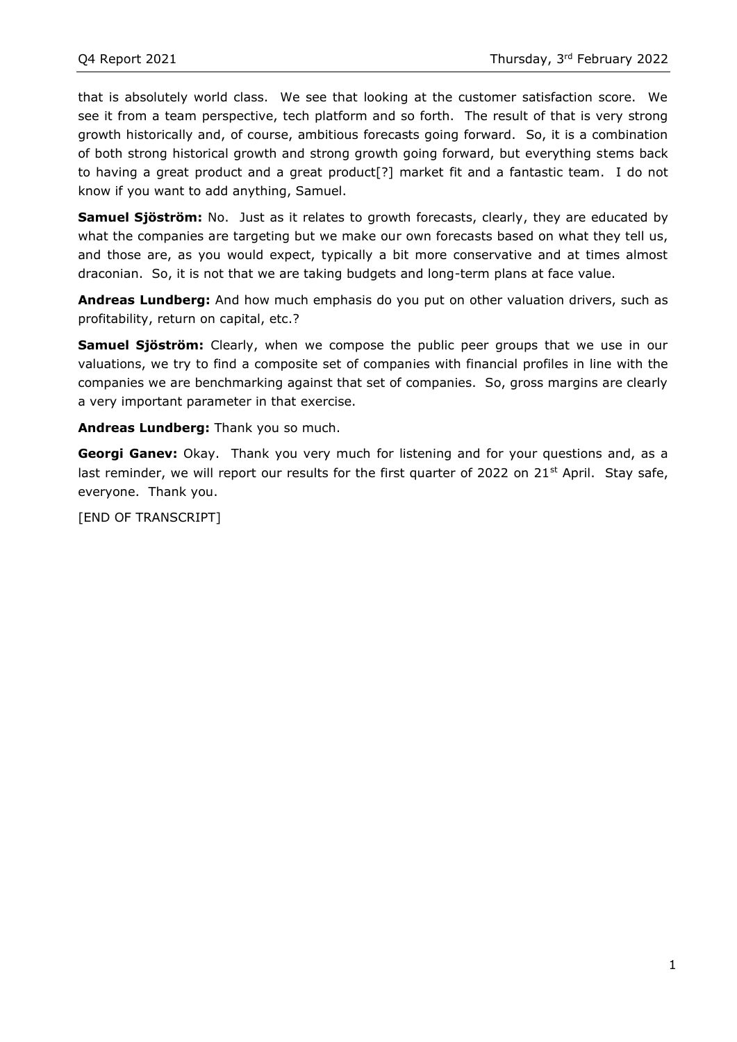that is absolutely world class. We see that looking at the customer satisfaction score. We see it from a team perspective, tech platform and so forth. The result of that is very strong growth historically and, of course, ambitious forecasts going forward. So, it is a combination of both strong historical growth and strong growth going forward, but everything stems back to having a great product and a great product[?] market fit and a fantastic team. I do not know if you want to add anything, Samuel.

**Samuel Sjöström:** No. Just as it relates to growth forecasts, clearly, they are educated by what the companies are targeting but we make our own forecasts based on what they tell us, and those are, as you would expect, typically a bit more conservative and at times almost draconian. So, it is not that we are taking budgets and long-term plans at face value.

**Andreas Lundberg:** And how much emphasis do you put on other valuation drivers, such as profitability, return on capital, etc.?

**Samuel Sjöström:** Clearly, when we compose the public peer groups that we use in our valuations, we try to find a composite set of companies with financial profiles in line with the companies we are benchmarking against that set of companies. So, gross margins are clearly a very important parameter in that exercise.

**Andreas Lundberg:** Thank you so much.

**Georgi Ganev:** Okay. Thank you very much for listening and for your questions and, as a last reminder, we will report our results for the first quarter of 2022 on 21st April. Stay safe, everyone. Thank you.

[END OF TRANSCRIPT]